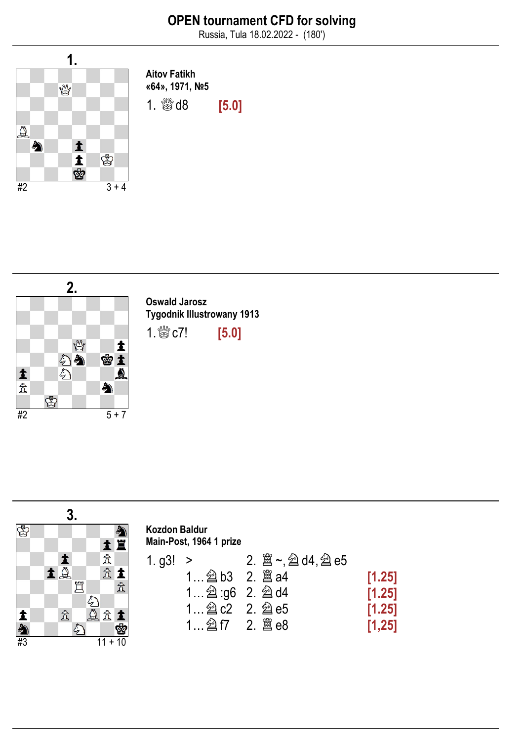# OPEN tournament CFD for solving

Russia, Tula 18.02.2022 - (180')

## 1.

**Aitov Fatikh**
**«64», 1971, №5**

#2 3 + 4

1. ♕d8 **[5.0]**

## 2.

**Oswald Jarosz**
**Tygodnik Illustrowany 1913**

#2 5 + 7

1.♕c7! **[5.0]**

## 3.

**Kozdon Baldur**
**Main-Post, 1964 1 prize**

#3 11 + 10

1. g3! > 2. ♖~, ♘d4, ♘e5

| | | |
|---|---|---|
| 1… ♘b3 | 2. ♖a4 | **[1.25]** |
| 1… ♘:g6 | 2. ♘d4 | **[1.25]** |
| 1… ♘c2 | 2. ♘e5 | **[1.25]** |
| 1… ♘f7 | 2. ♖e8 | **[1,25]** |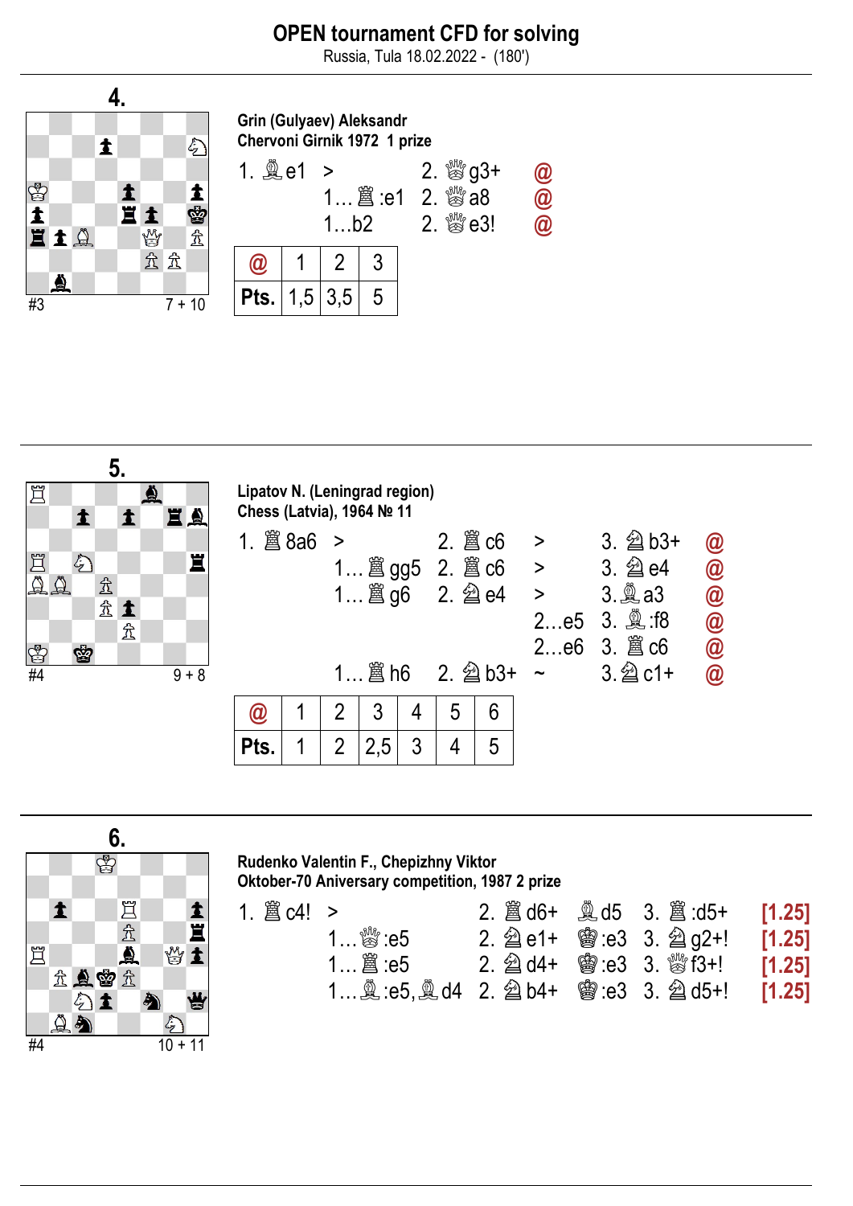# OPEN tournament CFD for solving

Russia, Tula 18.02.2022 - (180')

## 4.

#3 7 + 10

**Grin (Gulyaev) Aleksandr**
**Chervoni Girnik 1972 1 prize**

| | | | |
|---|---|---|---|
| 1. ♗e1 > | | 2. ♕g3+ | @ |
| | 1…♖:e1 | 2. ♕a8 | @ |
| | 1…b2 | 2. ♕e3! | @ |

| @ | 1 | 2 | 3 |
|---|---|---|---|
| Pts. | 1,5 | 3,5 | 5 |

## 5.

#4 9 + 8

**Lipatov N. (Leningrad region)**
**Chess (Latvia), 1964 № 11**

| | | | | | |
|---|---|---|---|---|---|
| 1. ♖8a6 > | | 2. ♖c6 | > | 3. ♘b3+ | @ |
| | 1…♖gg5 | 2. ♖c6 | > | 3. ♘e4 | @ |
| | 1…♖g6 | 2. ♘e4 | > | 3. ♗a3 | @ |
| | | | 2…e5 | 3. ♗:f8 | @ |
| | | | 2…e6 | 3. ♖c6 | @ |
| | 1…♖h6 | 2. ♘b3+ | ~ | 3. ♘c1+ | @ |

| @ | 1 | 2 | 3 | 4 | 5 | 6 |
|---|---|---|---|---|---|---|
| Pts. | 1 | 2 | 2,5 | 3 | 4 | 5 |

## 6.

#4 10 + 11

**Rudenko Valentin F., Chepizhny Viktor**
**Oktober-70 Aniversary competition, 1987 2 prize**

| | | | | | |
|---|---|---|---|---|---|
| 1. ♖c4! > | | 2. ♖d6+ | ♗d5 | 3. ♖:d5+ | [1.25] |
| | 1…♕:e5 | 2. ♘e1+ | ♔:e3 | 3. ♘g2+! | [1.25] |
| | 1…♖:e5 | 2. ♘d4+ | ♔:e3 | 3. ♕f3+! | [1.25] |
| | 1…♗:e5, ♗d4 | 2. ♘b4+ | ♔:e3 | 3. ♘d5+! | [1.25] |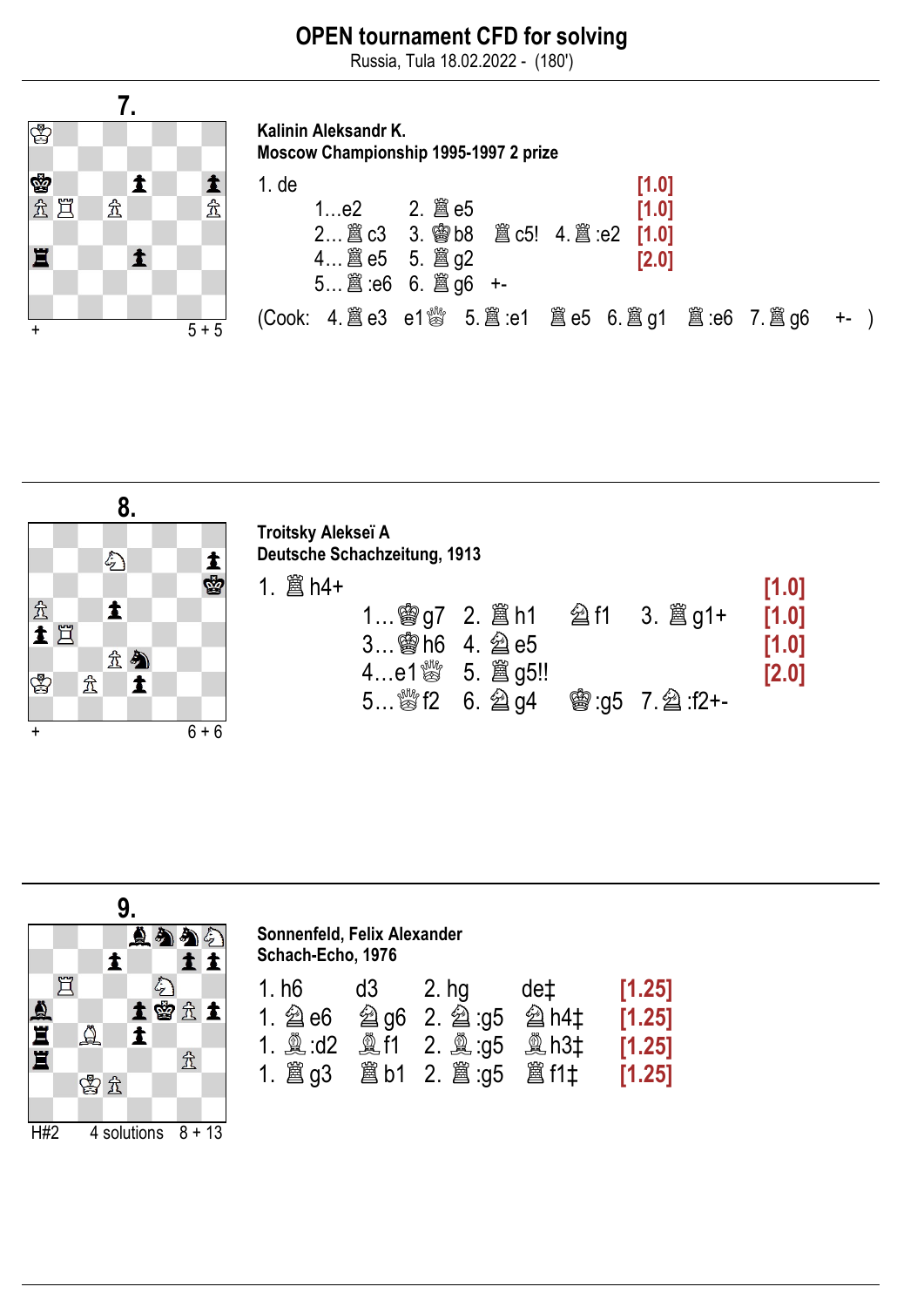# OPEN tournament CFD for solving

Russia, Tula 18.02.2022 - (180')

## 7.

+ 5 + 5

**Kalinin Aleksandr K.**
**Moscow Championship 1995-1997 2 prize**

1. de [1.0]
1…e2 2. ♖e5 [1.0]
2…♜c3 3. ♔b8 ♜c5! 4. ♖:e2 [1.0]
4…♜e5 5. ♖g2 [2.0]
5…♜:e6 6. ♖g6 +-

(Cook: 4. ♖e3 e1♕ 5. ♖:e1 ♜e5 6. ♖g1 ♜:e6 7. ♖g6 +- )

## 8.

+ 6 + 6

**Troitsky Alekseï A**
**Deutsche Schachzeitung, 1913**

1. ♖h4+ [1.0]
1…♚g7 2. ♖h1 ♞f1 3. ♖g1+ [1.0]
3…♚h6 4. ♘e5 [1.0]
4…e1♕ 5. ♖g5!! [2.0]
5…♕f2 6. ♘g4 ♚:g5 7. ♘:f2+-

## 9.

H#2 4 solutions 8 + 13

**Sonnenfeld, Felix Alexander**
**Schach-Echo, 1976**

1. h6 d3 2. hg de‡ [1.25]
1. ♘e6 ♘g6 2. ♘:g5 ♘h4‡ [1.25]
1. ♗:d2 ♗f1 2. ♗:g5 ♗h3‡ [1.25]
1. ♖g3 ♖b1 2. ♖:g5 ♖f1‡ [1.25]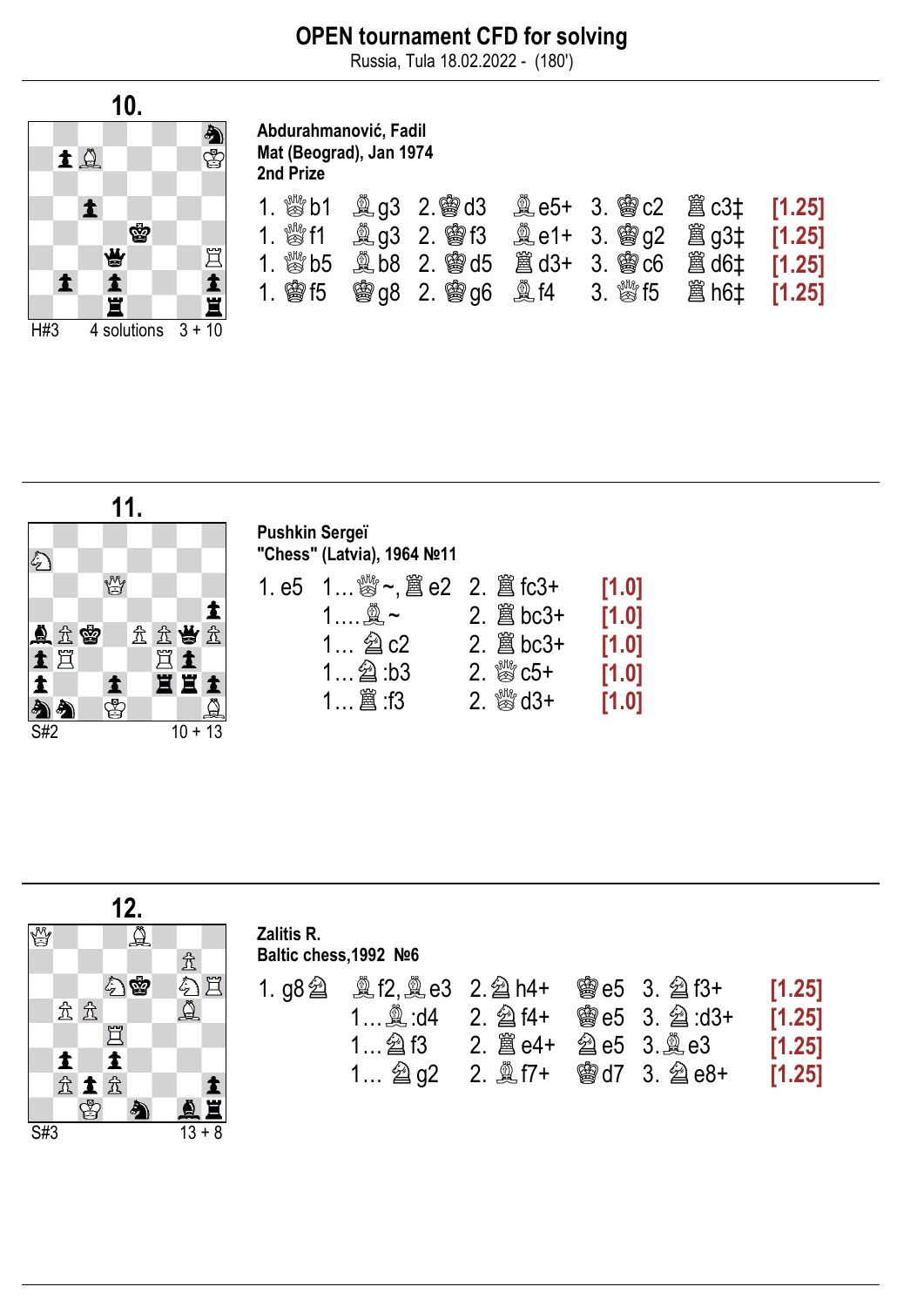# OPEN tournament CFD for solving

Russia, Tula 18.02.2022 - (180')

## 10.

H#3 4 solutions 3 + 10

**Abdurahmanović, Fadil**
**Mat (Beograd), Jan 1974**
**2nd Prize**

| | | | | | | |
|---|---|---|---|---|---|---|
| 1. ♕b1 | ♗g3 | 2. ♚d3 | ♗e5+ | 3. ♚c2 | ♖c3‡ | [1.25] |
| 1. ♕f1 | ♗g3 | 2. ♚f3 | ♗e1+ | 3. ♚g2 | ♖g3‡ | [1.25] |
| 1. ♕b5 | ♗b8 | 2. ♚d5 | ♖d3+ | 3. ♚c6 | ♖d6‡ | [1.25] |
| 1. ♚f5 | ♚g8 | 2. ♚g6 | ♗f4 | 3. ♕f5 | ♖h6‡ | [1.25] |

## 11.

S#2 10 + 13

**Pushkin Sergeï**
**"Chess" (Latvia), 1964 №11**

| | | | |
|---|---|---|---|
| 1. e5 | 1… ♕~, ♖e2 | 2. ♖fc3+ | [1.0] |
| | 1…. ♗~ | 2. ♖bc3+ | [1.0] |
| | 1… ♞c2 | 2. ♖bc3+ | [1.0] |
| | 1… ♞:b3 | 2. ♕c5+ | [1.0] |
| | 1… ♖:f3 | 2. ♕d3+ | [1.0] |

## 12.

S#3 13 + 8

**Zalitis R.**
**Baltic chess,1992 №6**

| | | | | | |
|---|---|---|---|---|---|
| 1. g8♞ | ♗f2, ♗e3 | 2. ♞h4+ | ♚e5 | 3. ♞f3+ | [1.25] |
| | 1… ♗:d4 | 2. ♞f4+ | ♚e5 | 3. ♞:d3+ | [1.25] |
| | 1… ♞f3 | 2. ♖e4+ | ♞e5 | 3. ♗e3 | [1.25] |
| | 1… ♞g2 | 2. ♗f7+ | ♚d7 | 3. ♞e8+ | [1.25] |